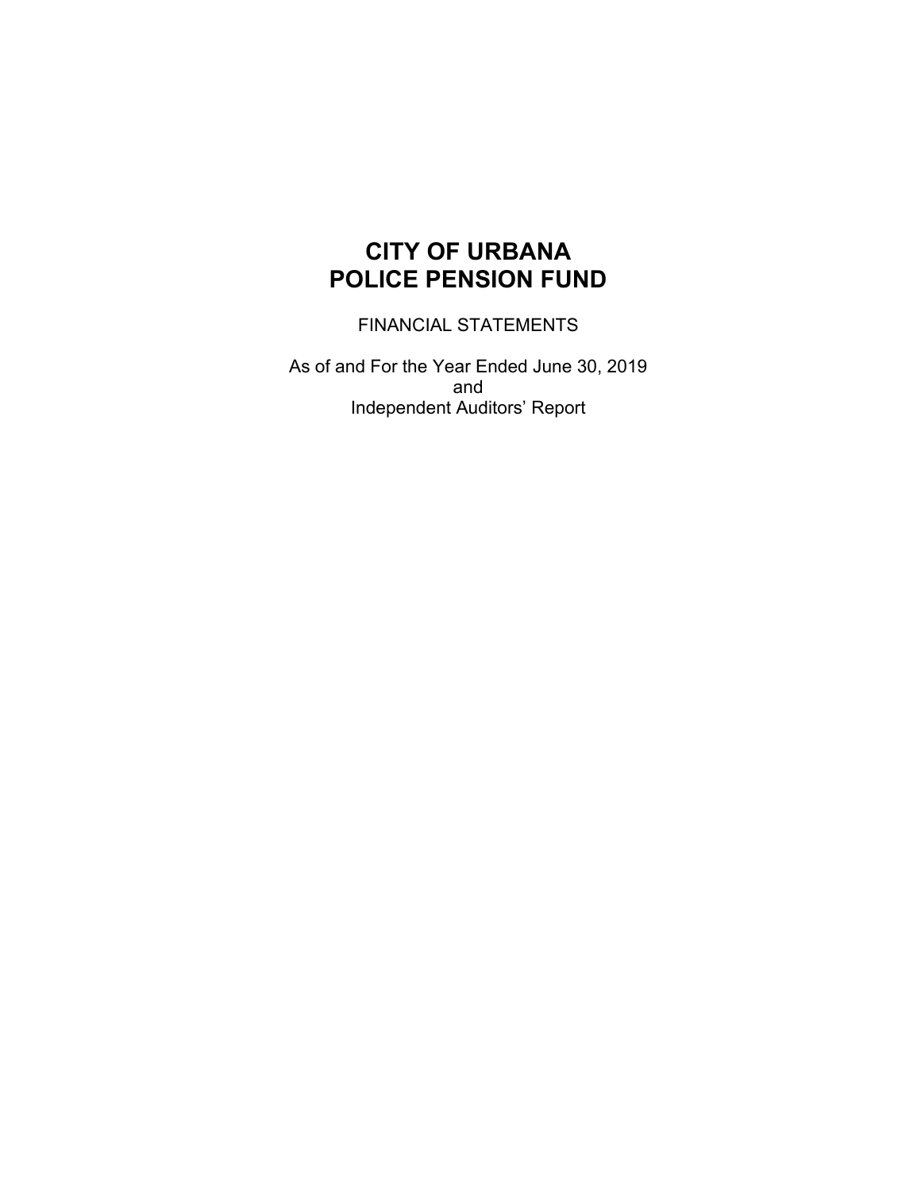# CITY OF URBANA
# POLICE PENSION FUND

FINANCIAL STATEMENTS

As of and For the Year Ended June 30, 2019
and
Independent Auditors' Report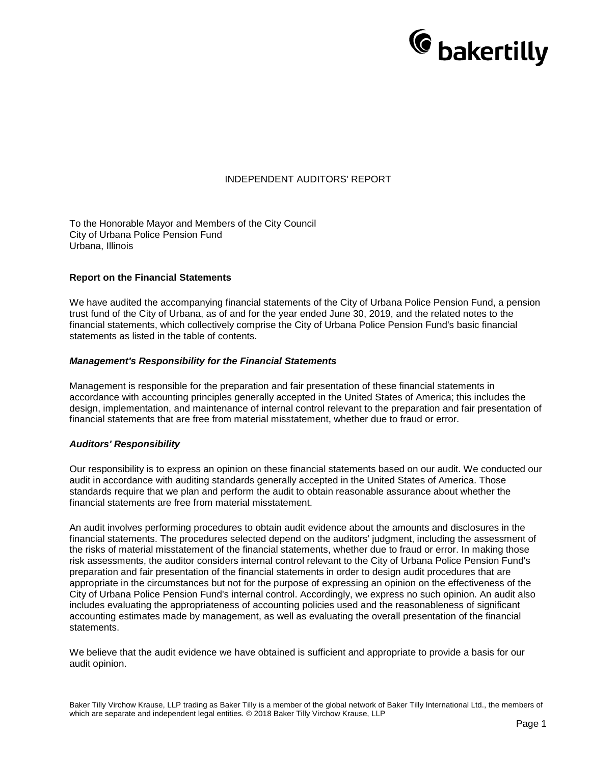# INDEPENDENT AUDITORS' REPORT

To the Honorable Mayor and Members of the City Council
City of Urbana Police Pension Fund
Urbana, Illinois

**Report on the Financial Statements**

We have audited the accompanying financial statements of the City of Urbana Police Pension Fund, a pension trust fund of the City of Urbana, as of and for the year ended June 30, 2019, and the related notes to the financial statements, which collectively comprise the City of Urbana Police Pension Fund's basic financial statements as listed in the table of contents.

***Management's Responsibility for the Financial Statements***

Management is responsible for the preparation and fair presentation of these financial statements in accordance with accounting principles generally accepted in the United States of America; this includes the design, implementation, and maintenance of internal control relevant to the preparation and fair presentation of financial statements that are free from material misstatement, whether due to fraud or error.

***Auditors' Responsibility***

Our responsibility is to express an opinion on these financial statements based on our audit. We conducted our audit in accordance with auditing standards generally accepted in the United States of America. Those standards require that we plan and perform the audit to obtain reasonable assurance about whether the financial statements are free from material misstatement.

An audit involves performing procedures to obtain audit evidence about the amounts and disclosures in the financial statements. The procedures selected depend on the auditors' judgment, including the assessment of the risks of material misstatement of the financial statements, whether due to fraud or error. In making those risk assessments, the auditor considers internal control relevant to the City of Urbana Police Pension Fund's preparation and fair presentation of the financial statements in order to design audit procedures that are appropriate in the circumstances but not for the purpose of expressing an opinion on the effectiveness of the City of Urbana Police Pension Fund's internal control. Accordingly, we express no such opinion. An audit also includes evaluating the appropriateness of accounting policies used and the reasonableness of significant accounting estimates made by management, as well as evaluating the overall presentation of the financial statements.

We believe that the audit evidence we have obtained is sufficient and appropriate to provide a basis for our audit opinion.

Baker Tilly Virchow Krause, LLP trading as Baker Tilly is a member of the global network of Baker Tilly International Ltd., the members of which are separate and independent legal entities. © 2018 Baker Tilly Virchow Krause, LLP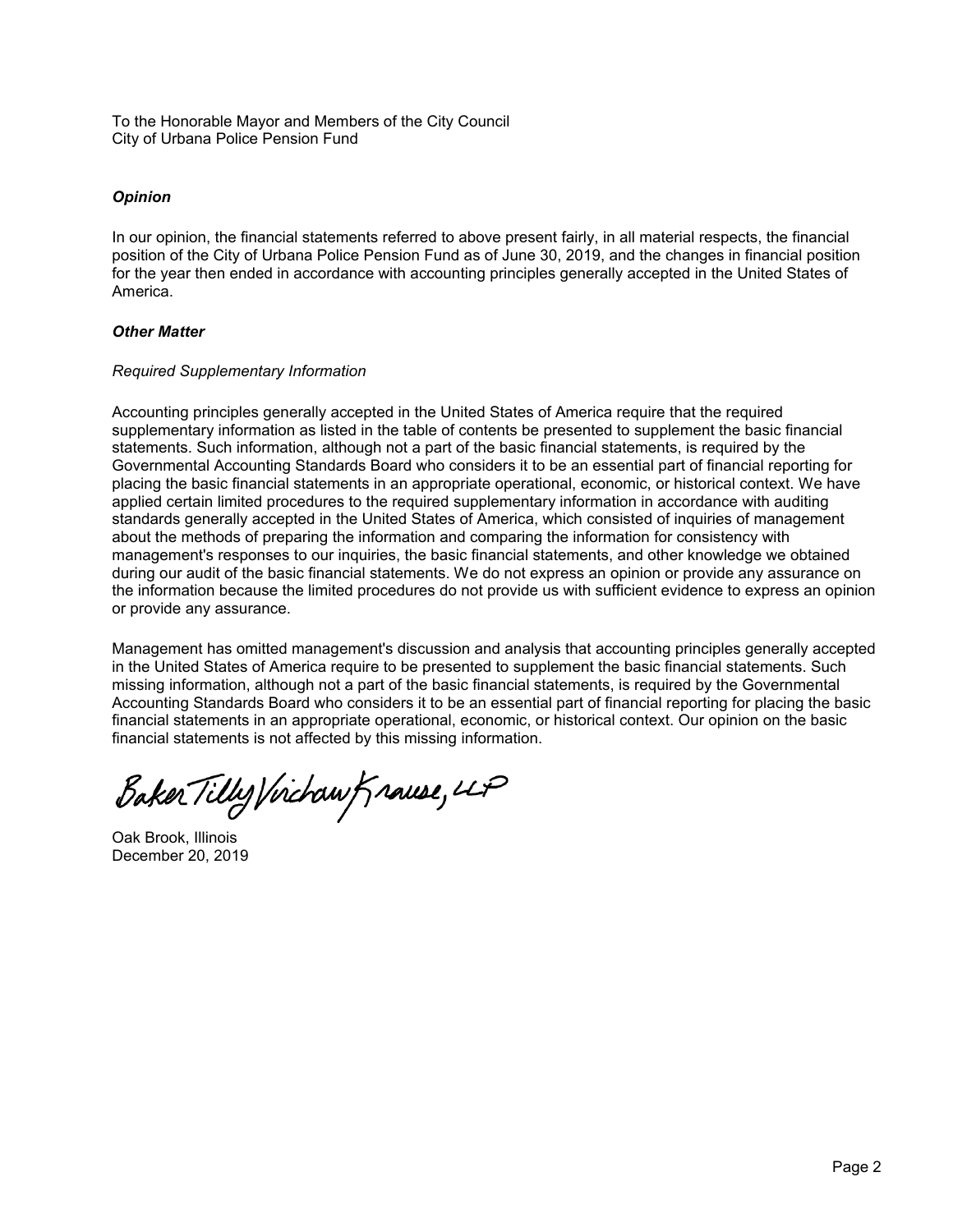To the Honorable Mayor and Members of the City Council
City of Urbana Police Pension Fund

***Opinion***

In our opinion, the financial statements referred to above present fairly, in all material respects, the financial position of the City of Urbana Police Pension Fund as of June 30, 2019, and the changes in financial position for the year then ended in accordance with accounting principles generally accepted in the United States of America.

***Other Matter***

*Required Supplementary Information*

Accounting principles generally accepted in the United States of America require that the required supplementary information as listed in the table of contents be presented to supplement the basic financial statements. Such information, although not a part of the basic financial statements, is required by the Governmental Accounting Standards Board who considers it to be an essential part of financial reporting for placing the basic financial statements in an appropriate operational, economic, or historical context. We have applied certain limited procedures to the required supplementary information in accordance with auditing standards generally accepted in the United States of America, which consisted of inquiries of management about the methods of preparing the information and comparing the information for consistency with management's responses to our inquiries, the basic financial statements, and other knowledge we obtained during our audit of the basic financial statements. We do not express an opinion or provide any assurance on the information because the limited procedures do not provide us with sufficient evidence to express an opinion or provide any assurance.

Management has omitted management's discussion and analysis that accounting principles generally accepted in the United States of America require to be presented to supplement the basic financial statements. Such missing information, although not a part of the basic financial statements, is required by the Governmental Accounting Standards Board who considers it to be an essential part of financial reporting for placing the basic financial statements in an appropriate operational, economic, or historical context. Our opinion on the basic financial statements is not affected by this missing information.

Baker Tilly Virchow Krause, LLP

Oak Brook, Illinois
December 20, 2019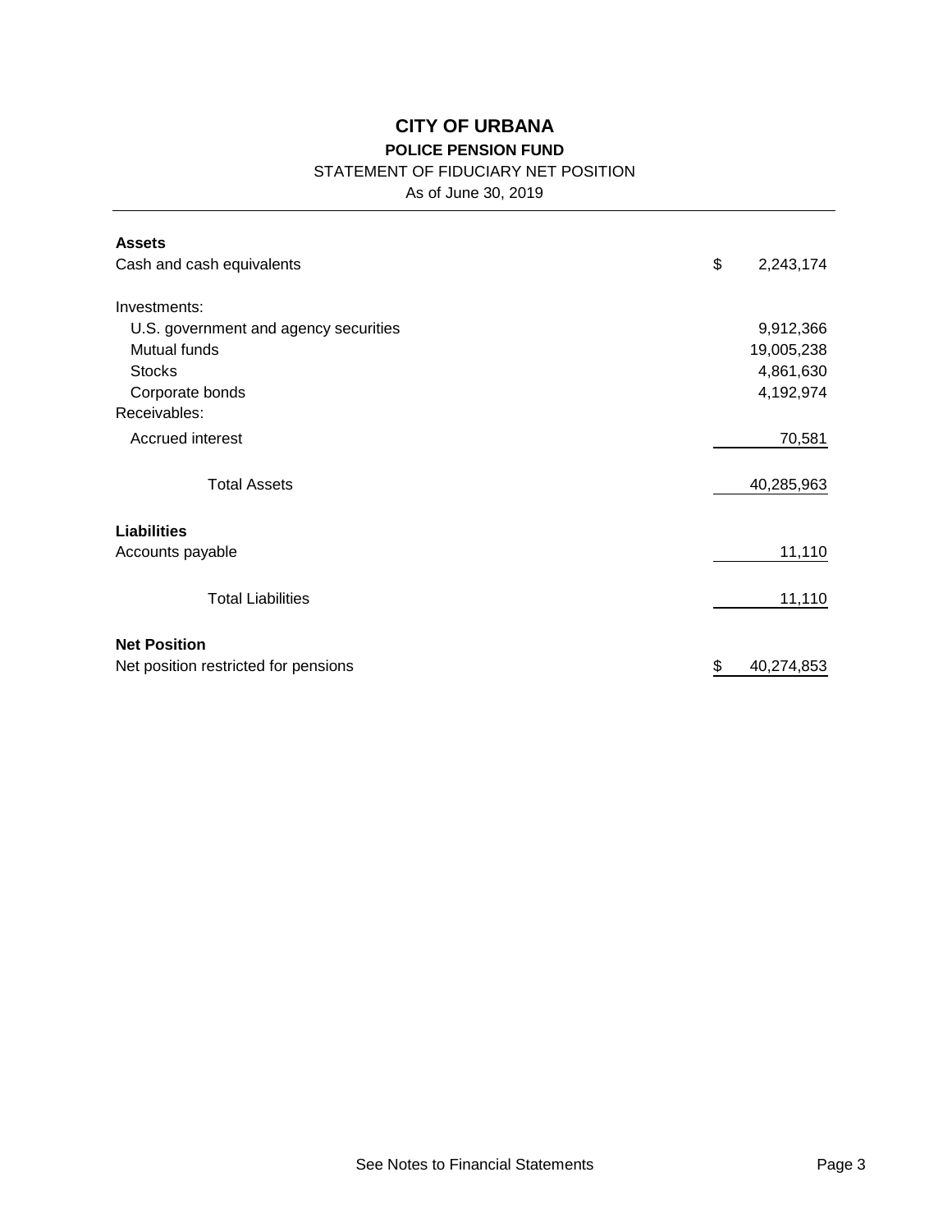# CITY OF URBANA

## POLICE PENSION FUND

STATEMENT OF FIDUCIARY NET POSITION

As of June 30, 2019

| | |
|---|---|
| **Assets** | |
| Cash and cash equivalents | $ 2,243,174 |
| Investments: | |
| U.S. government and agency securities | 9,912,366 |
| Mutual funds | 19,005,238 |
| Stocks | 4,861,630 |
| Corporate bonds | 4,192,974 |
| Receivables: | |
| Accrued interest | 70,581 |
| Total Assets | 40,285,963 |
| **Liabilities** | |
| Accounts payable | 11,110 |
| Total Liabilities | 11,110 |
| **Net Position** | |
| Net position restricted for pensions | $ 40,274,853 |

See Notes to Financial Statements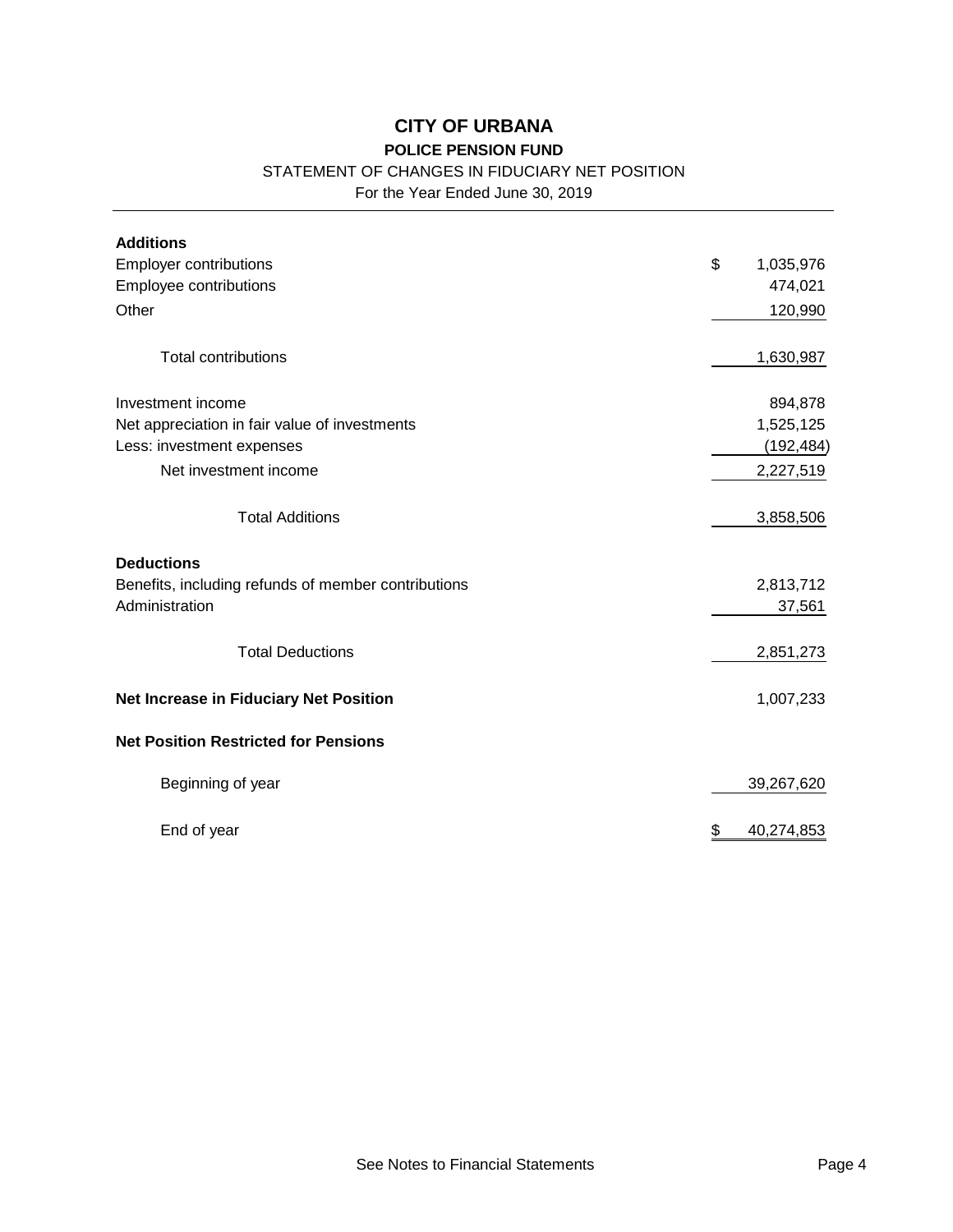# CITY OF URBANA

## POLICE PENSION FUND

STATEMENT OF CHANGES IN FIDUCIARY NET POSITION

For the Year Ended June 30, 2019

| | |
|---|---|
| **Additions** | |
| Employer contributions | $ 1,035,976 |
| Employee contributions | 474,021 |
| Other | 120,990 |
| Total contributions | 1,630,987 |
| Investment income | 894,878 |
| Net appreciation in fair value of investments | 1,525,125 |
| Less: investment expenses | (192,484) |
| Net investment income | 2,227,519 |
| Total Additions | 3,858,506 |
| **Deductions** | |
| Benefits, including refunds of member contributions | 2,813,712 |
| Administration | 37,561 |
| Total Deductions | 2,851,273 |
| **Net Increase in Fiduciary Net Position** | 1,007,233 |
| **Net Position Restricted for Pensions** | |
| Beginning of year | 39,267,620 |
| End of year | $ 40,274,853 |

See Notes to Financial Statements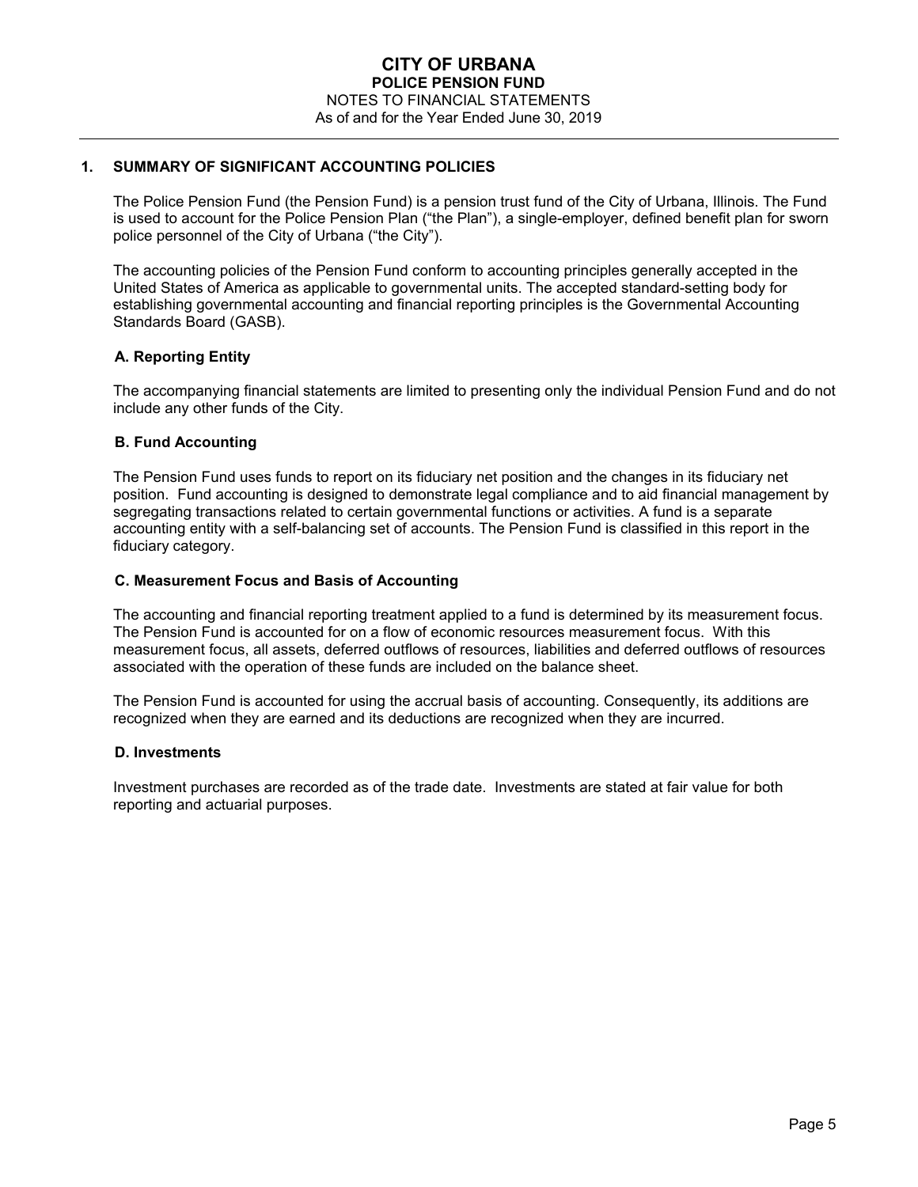# CITY OF URBANA

## POLICE PENSION FUND

NOTES TO FINANCIAL STATEMENTS

As of and for the Year Ended June 30, 2019

## 1. SUMMARY OF SIGNIFICANT ACCOUNTING POLICIES

The Police Pension Fund (the Pension Fund) is a pension trust fund of the City of Urbana, Illinois. The Fund is used to account for the Police Pension Plan ("the Plan"), a single-employer, defined benefit plan for sworn police personnel of the City of Urbana ("the City").

The accounting policies of the Pension Fund conform to accounting principles generally accepted in the United States of America as applicable to governmental units. The accepted standard-setting body for establishing governmental accounting and financial reporting principles is the Governmental Accounting Standards Board (GASB).

### A. Reporting Entity

The accompanying financial statements are limited to presenting only the individual Pension Fund and do not include any other funds of the City.

### B. Fund Accounting

The Pension Fund uses funds to report on its fiduciary net position and the changes in its fiduciary net position. Fund accounting is designed to demonstrate legal compliance and to aid financial management by segregating transactions related to certain governmental functions or activities. A fund is a separate accounting entity with a self-balancing set of accounts. The Pension Fund is classified in this report in the fiduciary category.

### C. Measurement Focus and Basis of Accounting

The accounting and financial reporting treatment applied to a fund is determined by its measurement focus. The Pension Fund is accounted for on a flow of economic resources measurement focus. With this measurement focus, all assets, deferred outflows of resources, liabilities and deferred outflows of resources associated with the operation of these funds are included on the balance sheet.

The Pension Fund is accounted for using the accrual basis of accounting. Consequently, its additions are recognized when they are earned and its deductions are recognized when they are incurred.

### D. Investments

Investment purchases are recorded as of the trade date. Investments are stated at fair value for both reporting and actuarial purposes.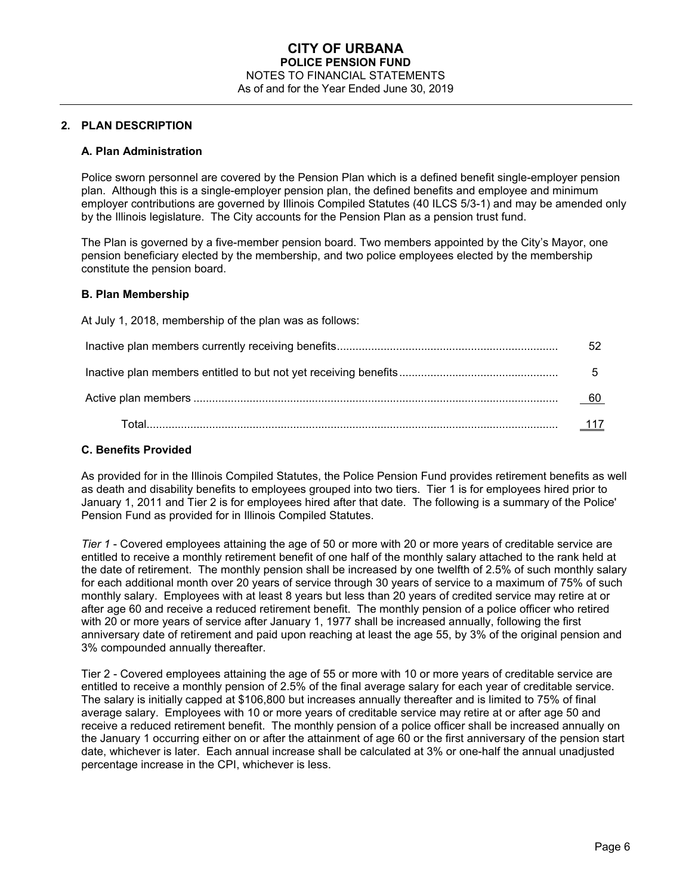# CITY OF URBANA
## POLICE PENSION FUND
NOTES TO FINANCIAL STATEMENTS
As of and for the Year Ended June 30, 2019

## 2. PLAN DESCRIPTION

### A. Plan Administration

Police sworn personnel are covered by the Pension Plan which is a defined benefit single-employer pension plan. Although this is a single-employer pension plan, the defined benefits and employee and minimum employer contributions are governed by Illinois Compiled Statutes (40 ILCS 5/3-1) and may be amended only by the Illinois legislature. The City accounts for the Pension Plan as a pension trust fund.

The Plan is governed by a five-member pension board. Two members appointed by the City's Mayor, one pension beneficiary elected by the membership, and two police employees elected by the membership constitute the pension board.

### B. Plan Membership

At July 1, 2018, membership of the plan was as follows:

| | |
|---|---|
| Inactive plan members currently receiving benefits | 52 |
| Inactive plan members entitled to but not yet receiving benefits | 5 |
| Active plan members | 60 |
| Total | 117 |

### C. Benefits Provided

As provided for in the Illinois Compiled Statutes, the Police Pension Fund provides retirement benefits as well as death and disability benefits to employees grouped into two tiers. Tier 1 is for employees hired prior to January 1, 2011 and Tier 2 is for employees hired after that date. The following is a summary of the Police' Pension Fund as provided for in Illinois Compiled Statutes.

*Tier 1* - Covered employees attaining the age of 50 or more with 20 or more years of creditable service are entitled to receive a monthly retirement benefit of one half of the monthly salary attached to the rank held at the date of retirement. The monthly pension shall be increased by one twelfth of 2.5% of such monthly salary for each additional month over 20 years of service through 30 years of service to a maximum of 75% of such monthly salary. Employees with at least 8 years but less than 20 years of credited service may retire at or after age 60 and receive a reduced retirement benefit. The monthly pension of a police officer who retired with 20 or more years of service after January 1, 1977 shall be increased annually, following the first anniversary date of retirement and paid upon reaching at least the age 55, by 3% of the original pension and 3% compounded annually thereafter.

Tier 2 - Covered employees attaining the age of 55 or more with 10 or more years of creditable service are entitled to receive a monthly pension of 2.5% of the final average salary for each year of creditable service. The salary is initially capped at $106,800 but increases annually thereafter and is limited to 75% of final average salary. Employees with 10 or more years of creditable service may retire at or after age 50 and receive a reduced retirement benefit. The monthly pension of a police officer shall be increased annually on the January 1 occurring either on or after the attainment of age 60 or the first anniversary of the pension start date, whichever is later. Each annual increase shall be calculated at 3% or one-half the annual unadjusted percentage increase in the CPI, whichever is less.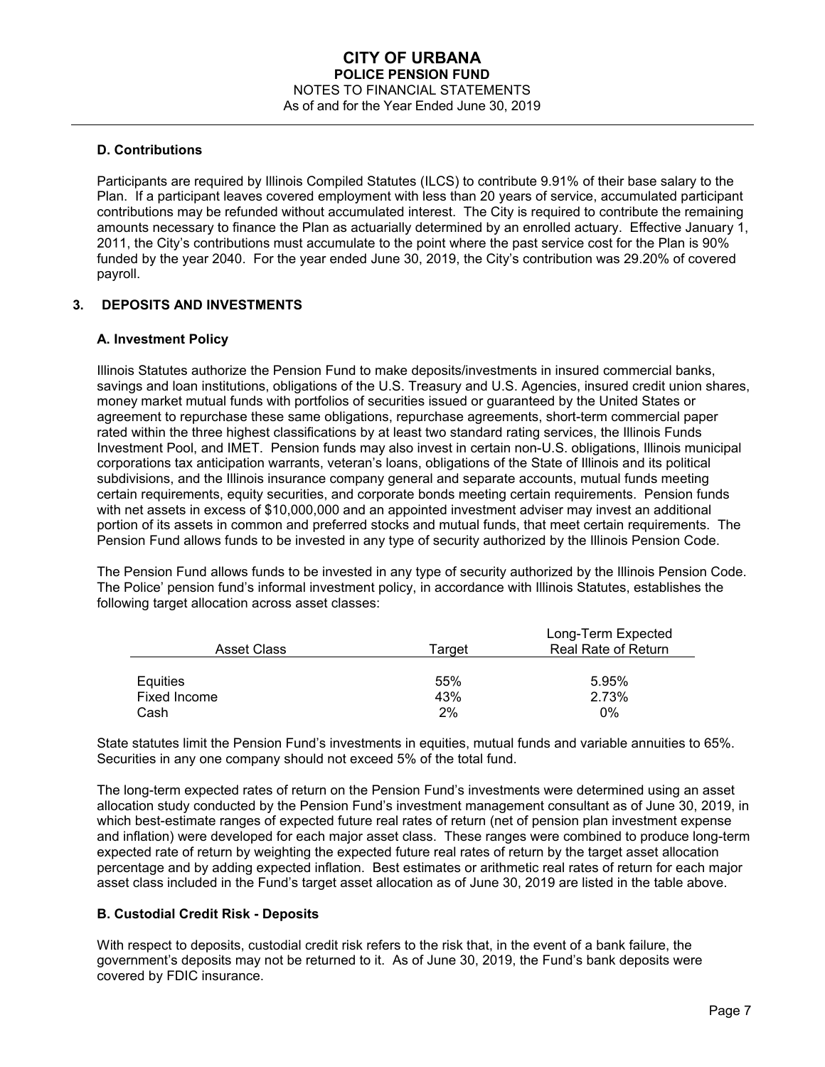### D. Contributions

Participants are required by Illinois Compiled Statutes (ILCS) to contribute 9.91% of their base salary to the Plan. If a participant leaves covered employment with less than 20 years of service, accumulated participant contributions may be refunded without accumulated interest. The City is required to contribute the remaining amounts necessary to finance the Plan as actuarially determined by an enrolled actuary. Effective January 1, 2011, the City's contributions must accumulate to the point where the past service cost for the Plan is 90% funded by the year 2040. For the year ended June 30, 2019, the City's contribution was 29.20% of covered payroll.

## 3. DEPOSITS AND INVESTMENTS

### A. Investment Policy

Illinois Statutes authorize the Pension Fund to make deposits/investments in insured commercial banks, savings and loan institutions, obligations of the U.S. Treasury and U.S. Agencies, insured credit union shares, money market mutual funds with portfolios of securities issued or guaranteed by the United States or agreement to repurchase these same obligations, repurchase agreements, short-term commercial paper rated within the three highest classifications by at least two standard rating services, the Illinois Funds Investment Pool, and IMET. Pension funds may also invest in certain non-U.S. obligations, Illinois municipal corporations tax anticipation warrants, veteran's loans, obligations of the State of Illinois and its political subdivisions, and the Illinois insurance company general and separate accounts, mutual funds meeting certain requirements, equity securities, and corporate bonds meeting certain requirements. Pension funds with net assets in excess of $10,000,000 and an appointed investment adviser may invest an additional portion of its assets in common and preferred stocks and mutual funds, that meet certain requirements. The Pension Fund allows funds to be invested in any type of security authorized by the Illinois Pension Code.

The Pension Fund allows funds to be invested in any type of security authorized by the Illinois Pension Code. The Police' pension fund's informal investment policy, in accordance with Illinois Statutes, establishes the following target allocation across asset classes:

| Asset Class | Target | Long-Term Expected Real Rate of Return |
|---|---|---|
| Equities | 55% | 5.95% |
| Fixed Income | 43% | 2.73% |
| Cash | 2% | 0% |

State statutes limit the Pension Fund's investments in equities, mutual funds and variable annuities to 65%. Securities in any one company should not exceed 5% of the total fund.

The long-term expected rates of return on the Pension Fund's investments were determined using an asset allocation study conducted by the Pension Fund's investment management consultant as of June 30, 2019, in which best-estimate ranges of expected future real rates of return (net of pension plan investment expense and inflation) were developed for each major asset class. These ranges were combined to produce long-term expected rate of return by weighting the expected future real rates of return by the target asset allocation percentage and by adding expected inflation. Best estimates or arithmetic real rates of return for each major asset class included in the Fund's target asset allocation as of June 30, 2019 are listed in the table above.

### B. Custodial Credit Risk - Deposits

With respect to deposits, custodial credit risk refers to the risk that, in the event of a bank failure, the government's deposits may not be returned to it. As of June 30, 2019, the Fund's bank deposits were covered by FDIC insurance.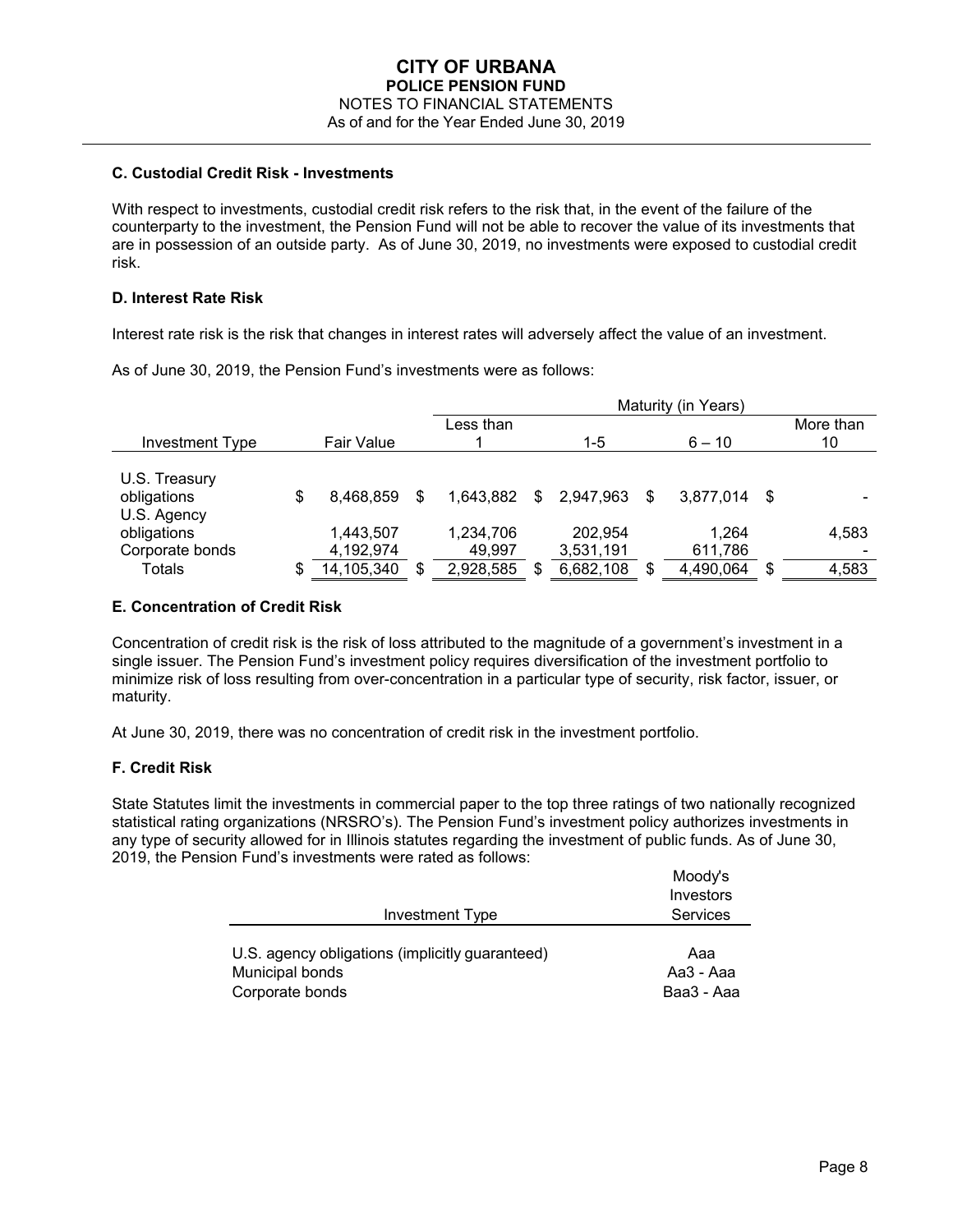**C. Custodial Credit Risk - Investments**

With respect to investments, custodial credit risk refers to the risk that, in the event of the failure of the counterparty to the investment, the Pension Fund will not be able to recover the value of its investments that are in possession of an outside party. As of June 30, 2019, no investments were exposed to custodial credit risk.

**D. Interest Rate Risk**

Interest rate risk is the risk that changes in interest rates will adversely affect the value of an investment.

As of June 30, 2019, the Pension Fund's investments were as follows:

| | | Maturity (in Years) | | | |
|---|---|---|---|---|---|
| Investment Type | Fair Value | Less than 1 | 1-5 | 6 – 10 | More than 10 |
| U.S. Treasury obligations | $ 8,468,859 | $ 1,643,882 | $ 2,947,963 | $ 3,877,014 | $ - |
| U.S. Agency obligations | 1,443,507 | 1,234,706 | 202,954 | 1,264 | 4,583 |
| Corporate bonds | 4,192,974 | 49,997 | 3,531,191 | 611,786 | - |
| Totals | $ 14,105,340 | $ 2,928,585 | $ 6,682,108 | $ 4,490,064 | $ 4,583 |

**E. Concentration of Credit Risk**

Concentration of credit risk is the risk of loss attributed to the magnitude of a government's investment in a single issuer. The Pension Fund's investment policy requires diversification of the investment portfolio to minimize risk of loss resulting from over-concentration in a particular type of security, risk factor, issuer, or maturity.

At June 30, 2019, there was no concentration of credit risk in the investment portfolio.

**F. Credit Risk**

State Statutes limit the investments in commercial paper to the top three ratings of two nationally recognized statistical rating organizations (NRSRO's). The Pension Fund's investment policy authorizes investments in any type of security allowed for in Illinois statutes regarding the investment of public funds. As of June 30, 2019, the Pension Fund's investments were rated as follows:

| Investment Type | Moody's Investors Services |
|---|---|
| U.S. agency obligations (implicitly guaranteed) | Aaa |
| Municipal bonds | Aa3 - Aaa |
| Corporate bonds | Baa3 - Aaa |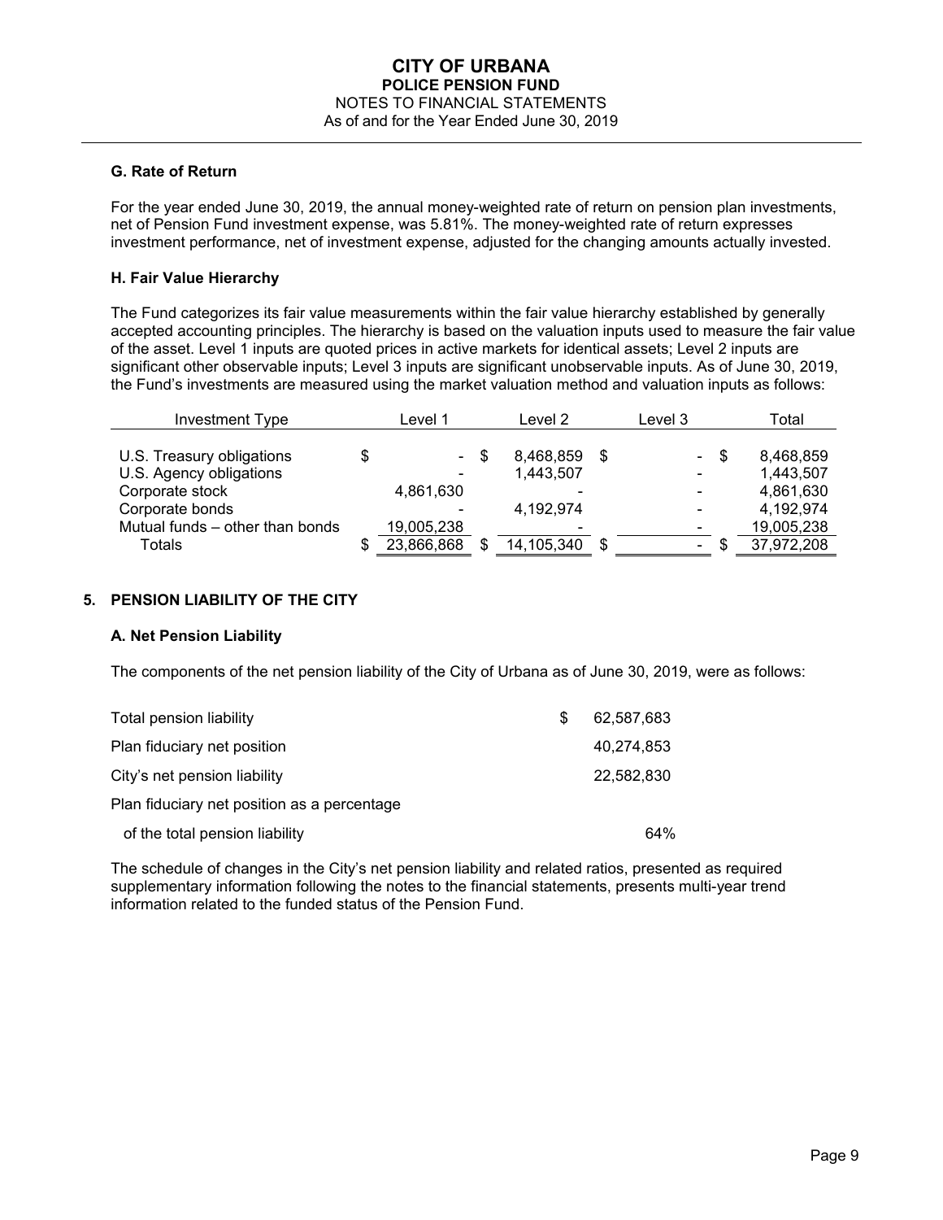### G. Rate of Return

For the year ended June 30, 2019, the annual money-weighted rate of return on pension plan investments, net of Pension Fund investment expense, was 5.81%. The money-weighted rate of return expresses investment performance, net of investment expense, adjusted for the changing amounts actually invested.

### H. Fair Value Hierarchy

The Fund categorizes its fair value measurements within the fair value hierarchy established by generally accepted accounting principles. The hierarchy is based on the valuation inputs used to measure the fair value of the asset. Level 1 inputs are quoted prices in active markets for identical assets; Level 2 inputs are significant other observable inputs; Level 3 inputs are significant unobservable inputs. As of June 30, 2019, the Fund's investments are measured using the market valuation method and valuation inputs as follows:

| Investment Type | Level 1 | Level 2 | Level 3 | Total |
|---|---|---|---|---|
| U.S. Treasury obligations | $ - | $ 8,468,859 | $ - | $ 8,468,859 |
| U.S. Agency obligations | - | 1,443,507 | - | 1,443,507 |
| Corporate stock | 4,861,630 | - | - | 4,861,630 |
| Corporate bonds | - | 4,192,974 | - | 4,192,974 |
| Mutual funds – other than bonds | 19,005,238 | - | - | 19,005,238 |
| Totals | $ 23,866,868 | $ 14,105,340 | $ - | $ 37,972,208 |

## 5. PENSION LIABILITY OF THE CITY

### A. Net Pension Liability

The components of the net pension liability of the City of Urbana as of June 30, 2019, were as follows:

| | |
|---|---|
| Total pension liability | $ 62,587,683 |
| Plan fiduciary net position | 40,274,853 |
| City's net pension liability | 22,582,830 |
| Plan fiduciary net position as a percentage of the total pension liability | 64% |

The schedule of changes in the City's net pension liability and related ratios, presented as required supplementary information following the notes to the financial statements, presents multi-year trend information related to the funded status of the Pension Fund.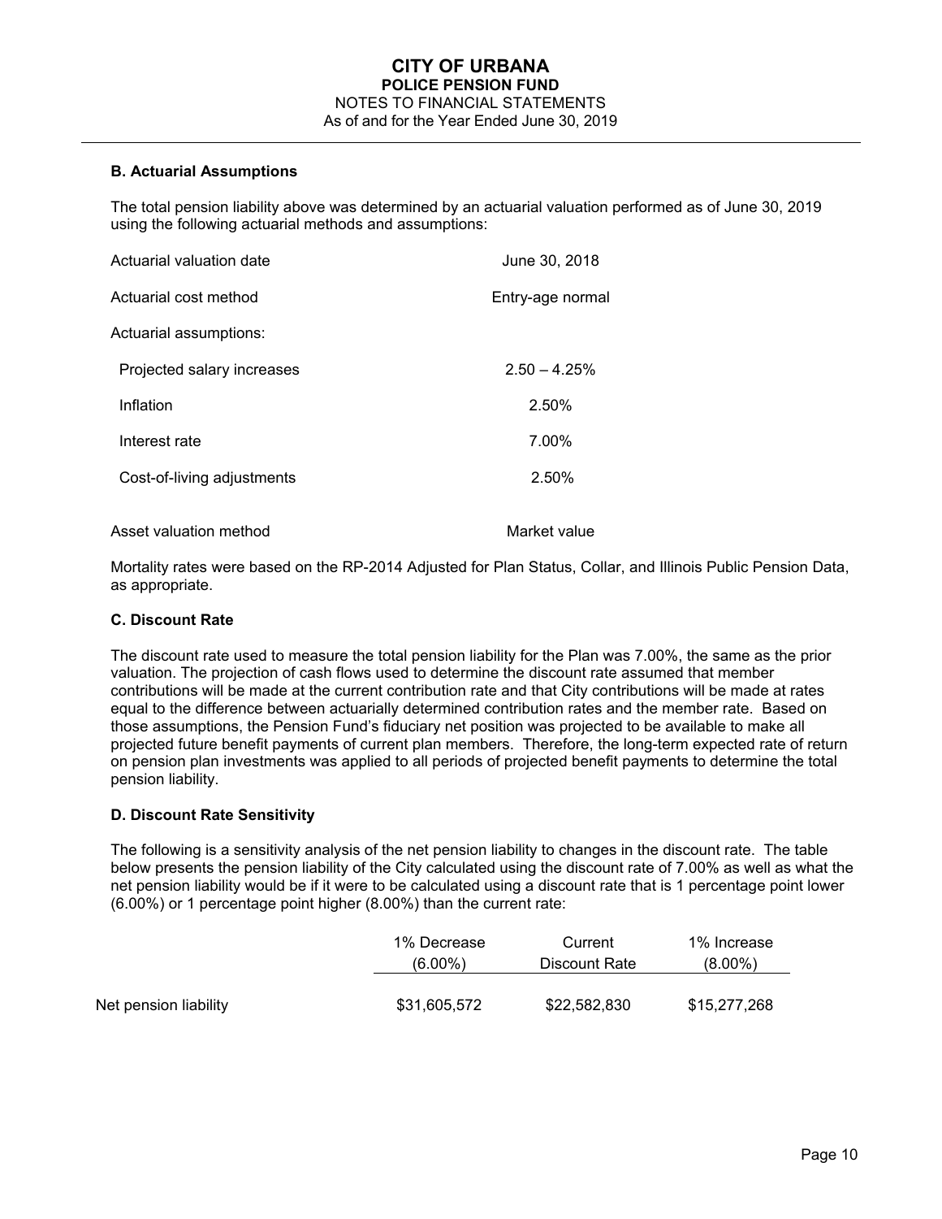### B. Actuarial Assumptions

The total pension liability above was determined by an actuarial valuation performed as of June 30, 2019 using the following actuarial methods and assumptions:

| | |
|---|---|
| Actuarial valuation date | June 30, 2018 |
| Actuarial cost method | Entry-age normal |
| Actuarial assumptions: | |
| Projected salary increases | 2.50 – 4.25% |
| Inflation | 2.50% |
| Interest rate | 7.00% |
| Cost-of-living adjustments | 2.50% |
| Asset valuation method | Market value |

Mortality rates were based on the RP-2014 Adjusted for Plan Status, Collar, and Illinois Public Pension Data, as appropriate.

### C. Discount Rate

The discount rate used to measure the total pension liability for the Plan was 7.00%, the same as the prior valuation. The projection of cash flows used to determine the discount rate assumed that member contributions will be made at the current contribution rate and that City contributions will be made at rates equal to the difference between actuarially determined contribution rates and the member rate. Based on those assumptions, the Pension Fund's fiduciary net position was projected to be available to make all projected future benefit payments of current plan members. Therefore, the long-term expected rate of return on pension plan investments was applied to all periods of projected benefit payments to determine the total pension liability.

### D. Discount Rate Sensitivity

The following is a sensitivity analysis of the net pension liability to changes in the discount rate. The table below presents the pension liability of the City calculated using the discount rate of 7.00% as well as what the net pension liability would be if it were to be calculated using a discount rate that is 1 percentage point lower (6.00%) or 1 percentage point higher (8.00%) than the current rate:

| | 1% Decrease (6.00%) | Current Discount Rate | 1% Increase (8.00%) |
|---|---|---|---|
| Net pension liability | $31,605,572 | $22,582,830 | $15,277,268 |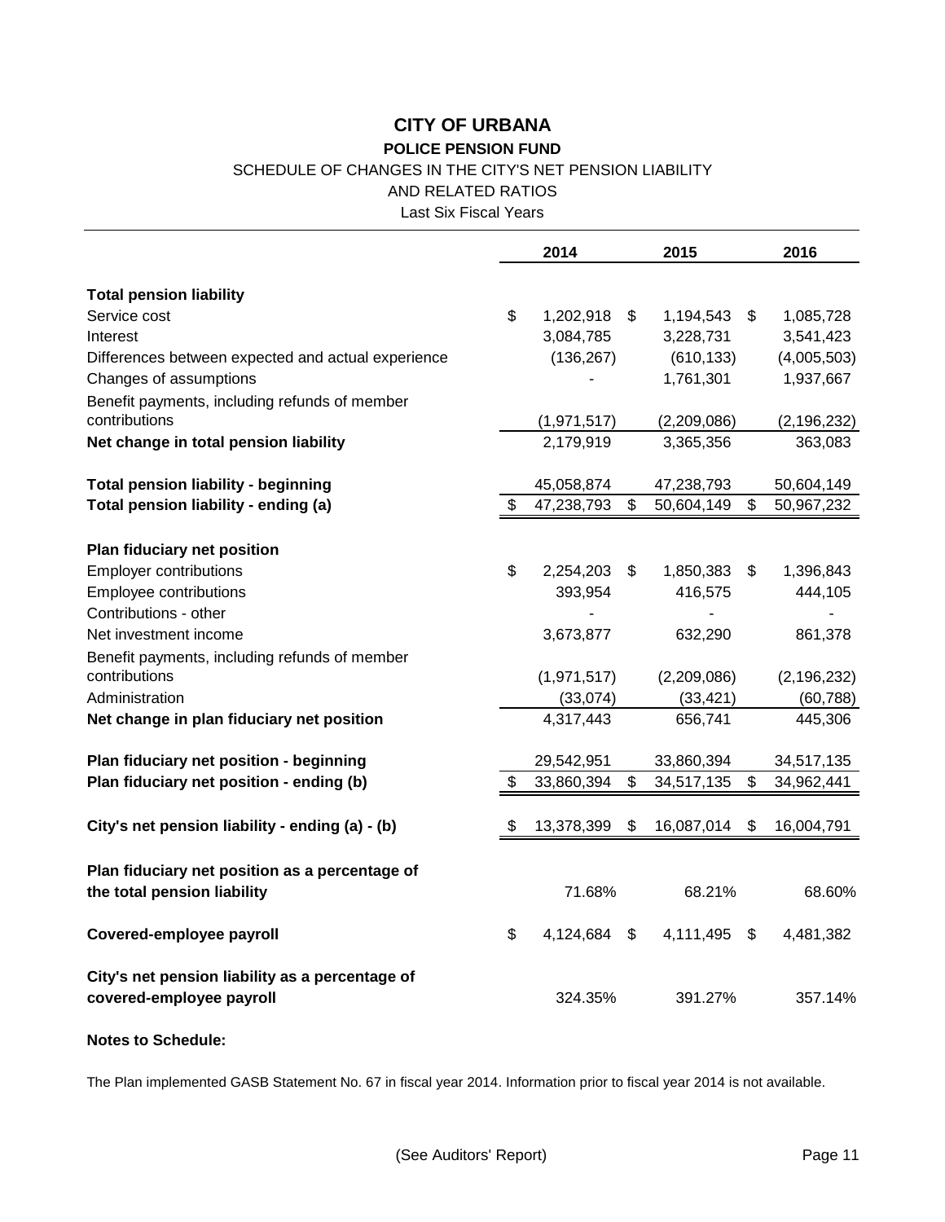# CITY OF URBANA

## POLICE PENSION FUND

### SCHEDULE OF CHANGES IN THE CITY'S NET PENSION LIABILITY AND RELATED RATIOS

Last Six Fiscal Years

| | 2014 | 2015 | 2016 |
|---|---|---|---|
| **Total pension liability** | | | |
| Service cost | $ 1,202,918 | $ 1,194,543 | $ 1,085,728 |
| Interest | 3,084,785 | 3,228,731 | 3,541,423 |
| Differences between expected and actual experience | (136,267) | (610,133) | (4,005,503) |
| Changes of assumptions | - | 1,761,301 | 1,937,667 |
| Benefit payments, including refunds of member contributions | (1,971,517) | (2,209,086) | (2,196,232) |
| **Net change in total pension liability** | 2,179,919 | 3,365,356 | 363,083 |
| **Total pension liability - beginning** | 45,058,874 | 47,238,793 | 50,604,149 |
| **Total pension liability - ending (a)** | $ 47,238,793 | $ 50,604,149 | $ 50,967,232 |
| **Plan fiduciary net position** | | | |
| Employer contributions | $ 2,254,203 | $ 1,850,383 | $ 1,396,843 |
| Employee contributions | 393,954 | 416,575 | 444,105 |
| Contributions - other | - | - | - |
| Net investment income | 3,673,877 | 632,290 | 861,378 |
| Benefit payments, including refunds of member contributions | (1,971,517) | (2,209,086) | (2,196,232) |
| Administration | (33,074) | (33,421) | (60,788) |
| **Net change in plan fiduciary net position** | 4,317,443 | 656,741 | 445,306 |
| **Plan fiduciary net position - beginning** | 29,542,951 | 33,860,394 | 34,517,135 |
| **Plan fiduciary net position - ending (b)** | $ 33,860,394 | $ 34,517,135 | $ 34,962,441 |
| **City's net pension liability - ending (a) - (b)** | $ 13,378,399 | $ 16,087,014 | $ 16,004,791 |
| **Plan fiduciary net position as a percentage of the total pension liability** | 71.68% | 68.21% | 68.60% |
| **Covered-employee payroll** | $ 4,124,684 | $ 4,111,495 | $ 4,481,382 |
| **City's net pension liability as a percentage of covered-employee payroll** | 324.35% | 391.27% | 357.14% |

**Notes to Schedule:**

The Plan implemented GASB Statement No. 67 in fiscal year 2014. Information prior to fiscal year 2014 is not available.

(See Auditors' Report)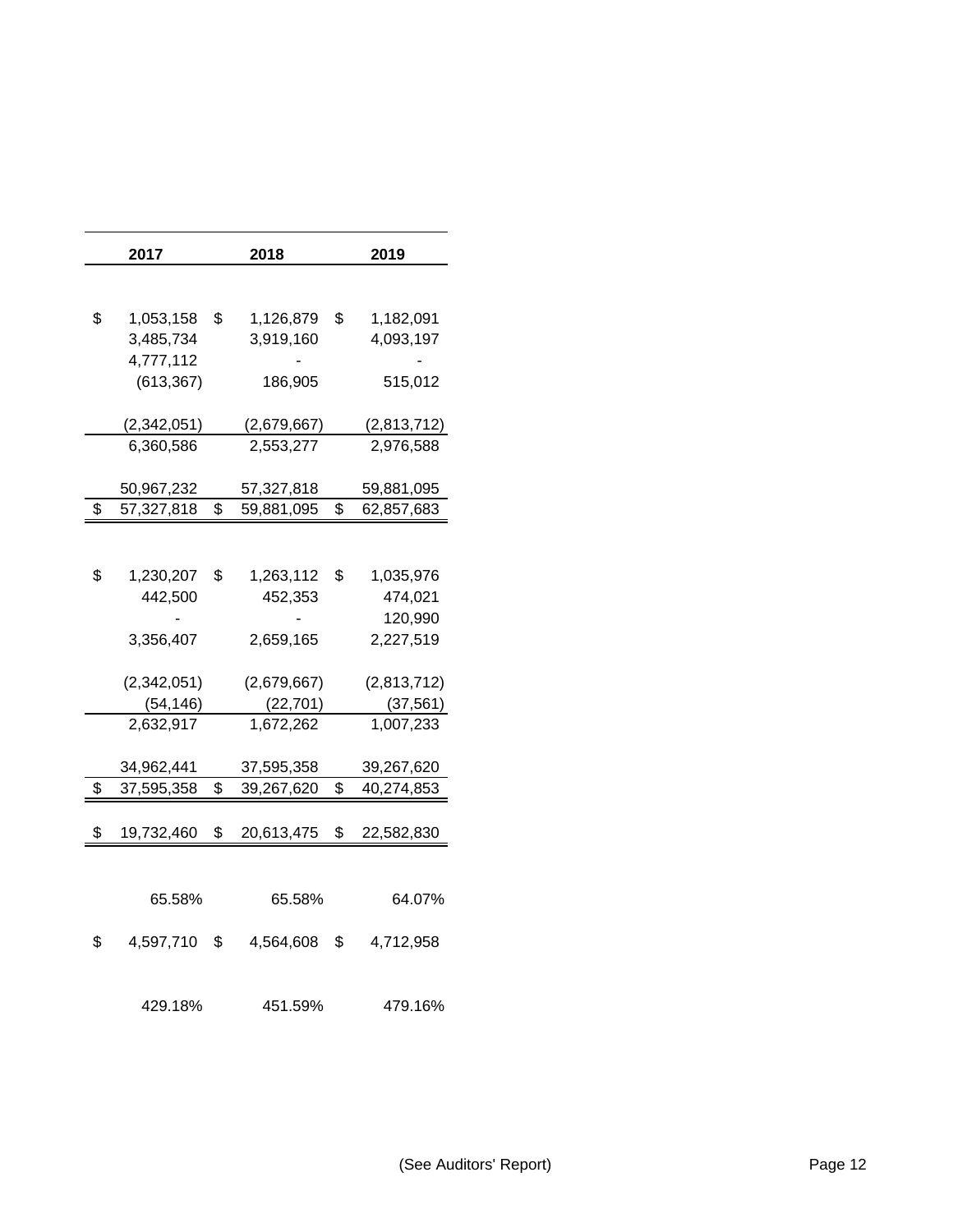| 2017 | 2018 | 2019 |
|---|---|---|
| | | |
| $ 1,053,158 | $ 1,126,879 | $ 1,182,091 |
| 3,485,734 | 3,919,160 | 4,093,197 |
| 4,777,112 | - | - |
| (613,367) | 186,905 | 515,012 |
| | | |
| (2,342,051) | (2,679,667) | (2,813,712) |
| 6,360,586 | 2,553,277 | 2,976,588 |
| | | |
| 50,967,232 | 57,327,818 | 59,881,095 |
| $ 57,327,818 | $ 59,881,095 | $ 62,857,683 |
| | | |
| $ 1,230,207 | $ 1,263,112 | $ 1,035,976 |
| 442,500 | 452,353 | 474,021 |
| - | - | 120,990 |
| 3,356,407 | 2,659,165 | 2,227,519 |
| | | |
| (2,342,051) | (2,679,667) | (2,813,712) |
| (54,146) | (22,701) | (37,561) |
| 2,632,917 | 1,672,262 | 1,007,233 |
| | | |
| 34,962,441 | 37,595,358 | 39,267,620 |
| $ 37,595,358 | $ 39,267,620 | $ 40,274,853 |
| | | |
| $ 19,732,460 | $ 20,613,475 | $ 22,582,830 |
| | | |
| 65.58% | 65.58% | 64.07% |
| | | |
| $ 4,597,710 | $ 4,564,608 | $ 4,712,958 |
| | | |
| 429.18% | 451.59% | 479.16% |

(See Auditors' Report)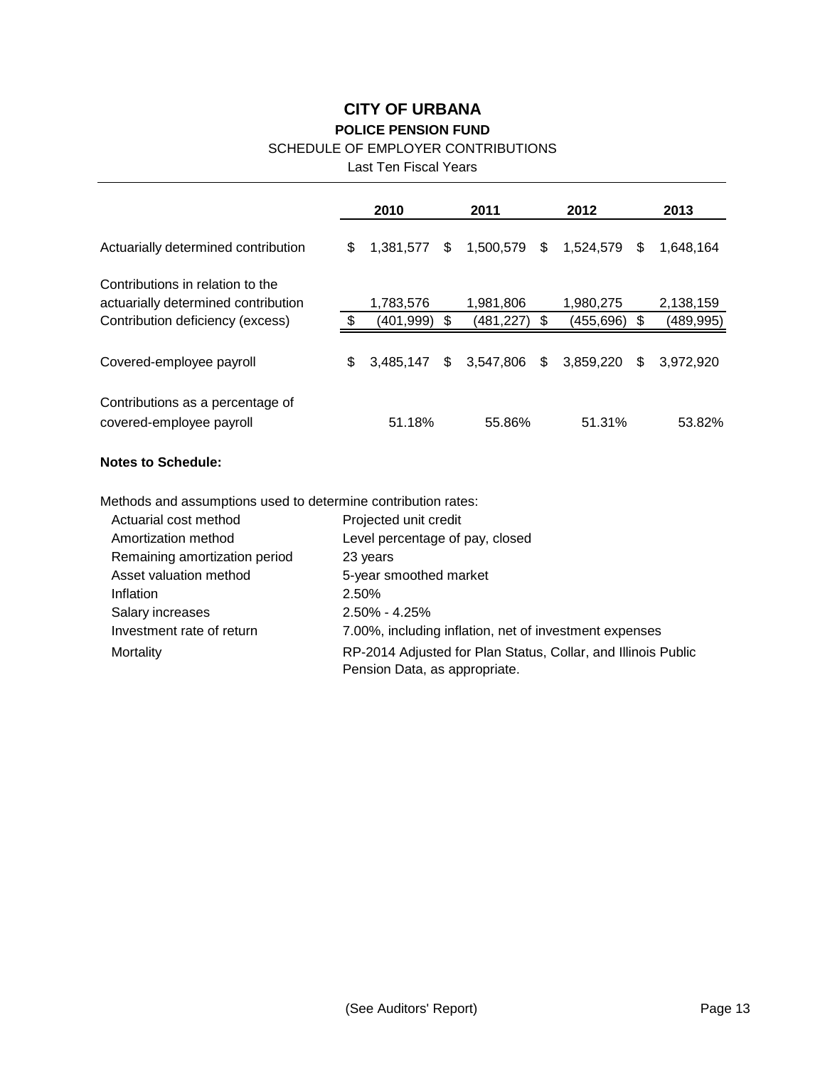# CITY OF URBANA

## POLICE PENSION FUND

SCHEDULE OF EMPLOYER CONTRIBUTIONS

Last Ten Fiscal Years

| | 2010 | 2011 | 2012 | 2013 |
|---|---|---|---|---|
| Actuarially determined contribution | $ 1,381,577 | $ 1,500,579 | $ 1,524,579 | $ 1,648,164 |
| Contributions in relation to the actuarially determined contribution | 1,783,576 | 1,981,806 | 1,980,275 | 2,138,159 |
| Contribution deficiency (excess) | $ (401,999) | $ (481,227) | $ (455,696) | $ (489,995) |
| Covered-employee payroll | $ 3,485,147 | $ 3,547,806 | $ 3,859,220 | $ 3,972,920 |
| Contributions as a percentage of covered-employee payroll | 51.18% | 55.86% | 51.31% | 53.82% |

**Notes to Schedule:**

Methods and assumptions used to determine contribution rates:

| | |
|---|---|
| Actuarial cost method | Projected unit credit |
| Amortization method | Level percentage of pay, closed |
| Remaining amortization period | 23 years |
| Asset valuation method | 5-year smoothed market |
| Inflation | 2.50% |
| Salary increases | 2.50% - 4.25% |
| Investment rate of return | 7.00%, including inflation, net of investment expenses |
| Mortality | RP-2014 Adjusted for Plan Status, Collar, and Illinois Public Pension Data, as appropriate. |

(See Auditors' Report)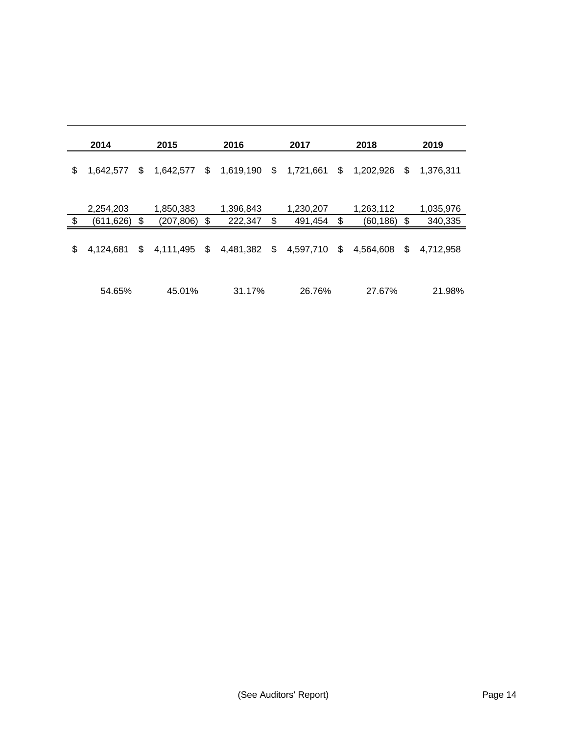| 2014 | 2015 | 2016 | 2017 | 2018 | 2019 |
|---|---|---|---|---|---|
| $ 1,642,577 | $ 1,642,577 | $ 1,619,190 | $ 1,721,661 | $ 1,202,926 | $ 1,376,311 |
| 2,254,203 | 1,850,383 | 1,396,843 | 1,230,207 | 1,263,112 | 1,035,976 |
| $ (611,626) | $ (207,806) | $ 222,347 | $ 491,454 | $ (60,186) | $ 340,335 |
| $ 4,124,681 | $ 4,111,495 | $ 4,481,382 | $ 4,597,710 | $ 4,564,608 | $ 4,712,958 |
| 54.65% | 45.01% | 31.17% | 26.76% | 27.67% | 21.98% |

(See Auditors' Report)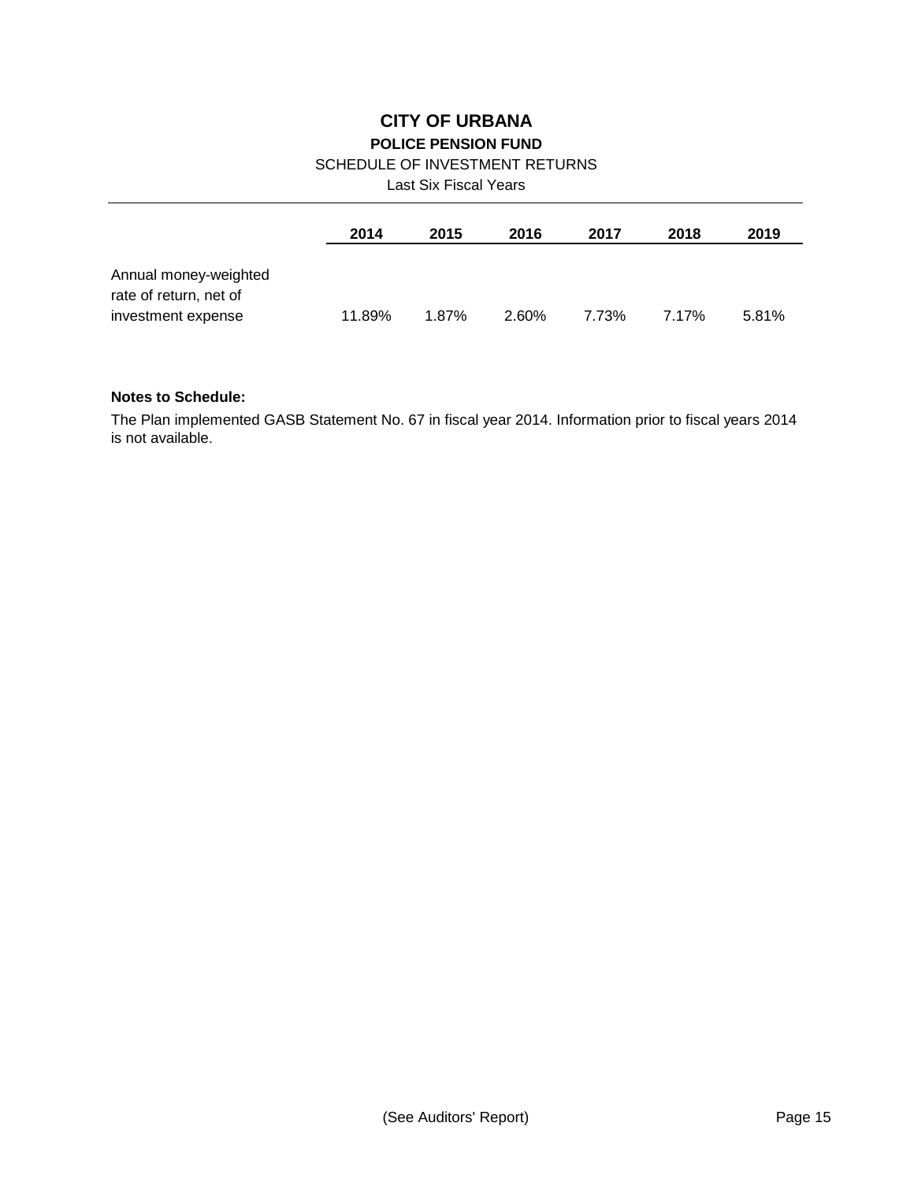# CITY OF URBANA

## POLICE PENSION FUND

SCHEDULE OF INVESTMENT RETURNS

Last Six Fiscal Years

| | 2014 | 2015 | 2016 | 2017 | 2018 | 2019 |
|---|---|---|---|---|---|---|
| Annual money-weighted rate of return, net of investment expense | 11.89% | 1.87% | 2.60% | 7.73% | 7.17% | 5.81% |

**Notes to Schedule:**

The Plan implemented GASB Statement No. 67 in fiscal year 2014. Information prior to fiscal years 2014 is not available.

(See Auditors' Report)